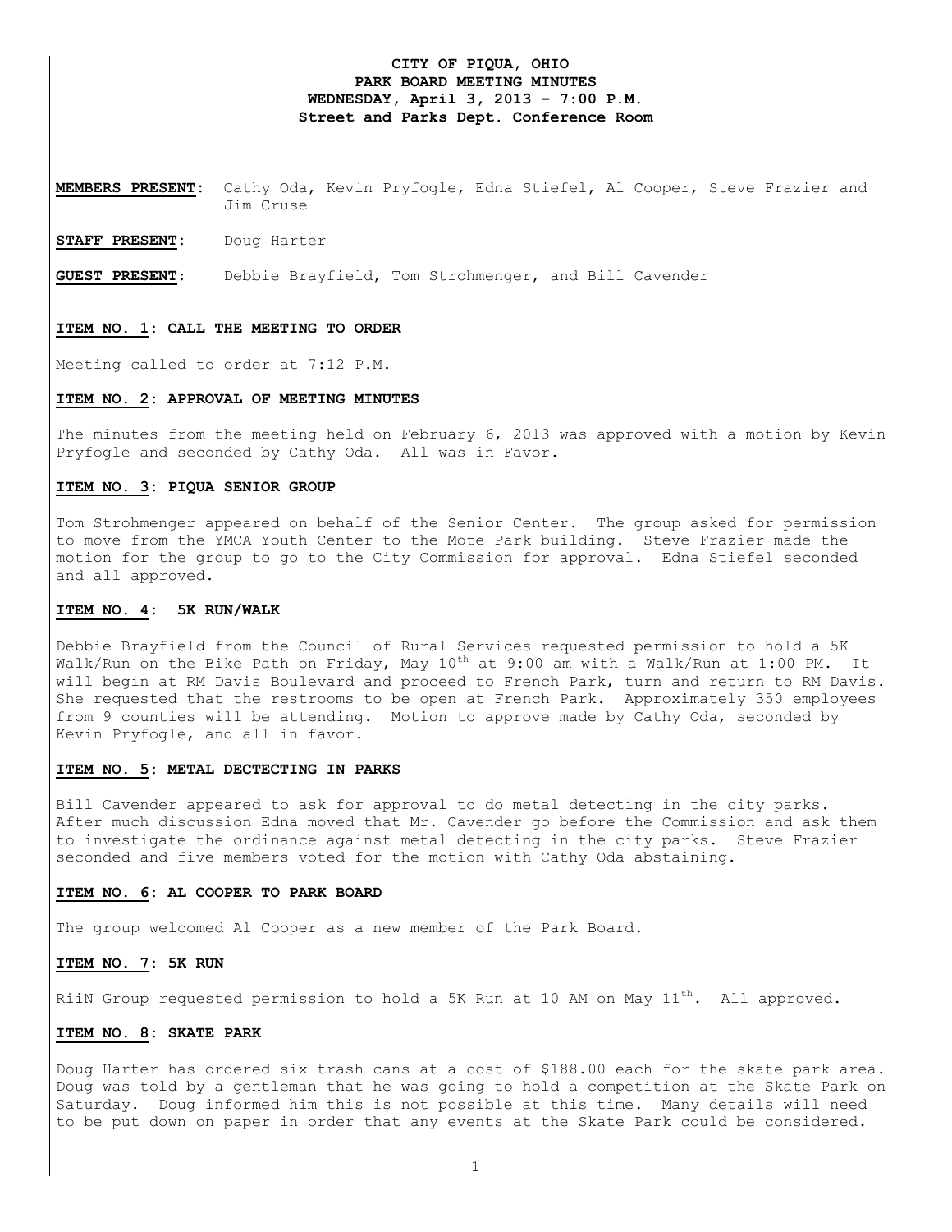**CITY OF PIQUA, OHIO**
**PARK BOARD MEETING MINUTES**
**WEDNESDAY, April 3, 2013 – 7:00 P.M.**
**Street and Parks Dept. Conference Room**

**MEMBERS PRESENT:** Cathy Oda, Kevin Pryfogle, Edna Stiefel, Al Cooper, Steve Frazier and Jim Cruse

**STAFF PRESENT:** Doug Harter

**GUEST PRESENT:** Debbie Brayfield, Tom Strohmenger, and Bill Cavender

**ITEM NO. 1: CALL THE MEETING TO ORDER**

Meeting called to order at 7:12 P.M.

**ITEM NO. 2: APPROVAL OF MEETING MINUTES**

The minutes from the meeting held on February 6, 2013 was approved with a motion by Kevin Pryfogle and seconded by Cathy Oda. All was in Favor.

**ITEM NO. 3: PIQUA SENIOR GROUP**

Tom Strohmenger appeared on behalf of the Senior Center. The group asked for permission to move from the YMCA Youth Center to the Mote Park building. Steve Frazier made the motion for the group to go to the City Commission for approval. Edna Stiefel seconded and all approved.

**ITEM NO. 4: 5K RUN/WALK**

Debbie Brayfield from the Council of Rural Services requested permission to hold a 5K Walk/Run on the Bike Path on Friday, May 10th at 9:00 am with a Walk/Run at 1:00 PM. It will begin at RM Davis Boulevard and proceed to French Park, turn and return to RM Davis. She requested that the restrooms to be open at French Park. Approximately 350 employees from 9 counties will be attending. Motion to approve made by Cathy Oda, seconded by Kevin Pryfogle, and all in favor.

**ITEM NO. 5: METAL DECTECTING IN PARKS**

Bill Cavender appeared to ask for approval to do metal detecting in the city parks. After much discussion Edna moved that Mr. Cavender go before the Commission and ask them to investigate the ordinance against metal detecting in the city parks. Steve Frazier seconded and five members voted for the motion with Cathy Oda abstaining.

**ITEM NO. 6: AL COOPER TO PARK BOARD**

The group welcomed Al Cooper as a new member of the Park Board.

**ITEM NO. 7: 5K RUN**

RiiN Group requested permission to hold a 5K Run at 10 AM on May 11th. All approved.

**ITEM NO. 8: SKATE PARK**

Doug Harter has ordered six trash cans at a cost of $188.00 each for the skate park area. Doug was told by a gentleman that he was going to hold a competition at the Skate Park on Saturday. Doug informed him this is not possible at this time. Many details will need to be put down on paper in order that any events at the Skate Park could be considered.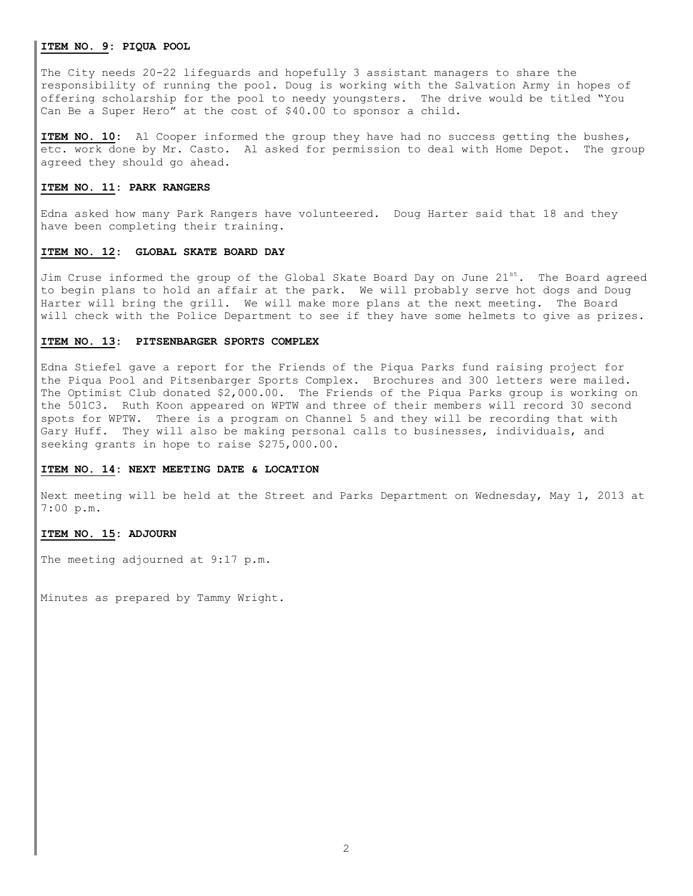**ITEM NO. 9: PIQUA POOL**

The City needs 20-22 lifeguards and hopefully 3 assistant managers to share the responsibility of running the pool. Doug is working with the Salvation Army in hopes of offering scholarship for the pool to needy youngsters. The drive would be titled "You Can Be a Super Hero" at the cost of $40.00 to sponsor a child.

**ITEM NO. 10:** Al Cooper informed the group they have had no success getting the bushes, etc. work done by Mr. Casto. Al asked for permission to deal with Home Depot. The group agreed they should go ahead.

**ITEM NO. 11: PARK RANGERS**

Edna asked how many Park Rangers have volunteered. Doug Harter said that 18 and they have been completing their training.

**ITEM NO. 12: GLOBAL SKATE BOARD DAY**

Jim Cruse informed the group of the Global Skate Board Day on June 21st. The Board agreed to begin plans to hold an affair at the park. We will probably serve hot dogs and Doug Harter will bring the grill. We will make more plans at the next meeting. The Board will check with the Police Department to see if they have some helmets to give as prizes.

**ITEM NO. 13: PITSENBARGER SPORTS COMPLEX**

Edna Stiefel gave a report for the Friends of the Piqua Parks fund raising project for the Piqua Pool and Pitsenbarger Sports Complex. Brochures and 300 letters were mailed. The Optimist Club donated $2,000.00. The Friends of the Piqua Parks group is working on the 501C3. Ruth Koon appeared on WPTW and three of their members will record 30 second spots for WPTW. There is a program on Channel 5 and they will be recording that with Gary Huff. They will also be making personal calls to businesses, individuals, and seeking grants in hope to raise $275,000.00.

**ITEM NO. 14: NEXT MEETING DATE & LOCATION**

Next meeting will be held at the Street and Parks Department on Wednesday, May 1, 2013 at 7:00 p.m.

**ITEM NO. 15: ADJOURN**

The meeting adjourned at 9:17 p.m.

Minutes as prepared by Tammy Wright.